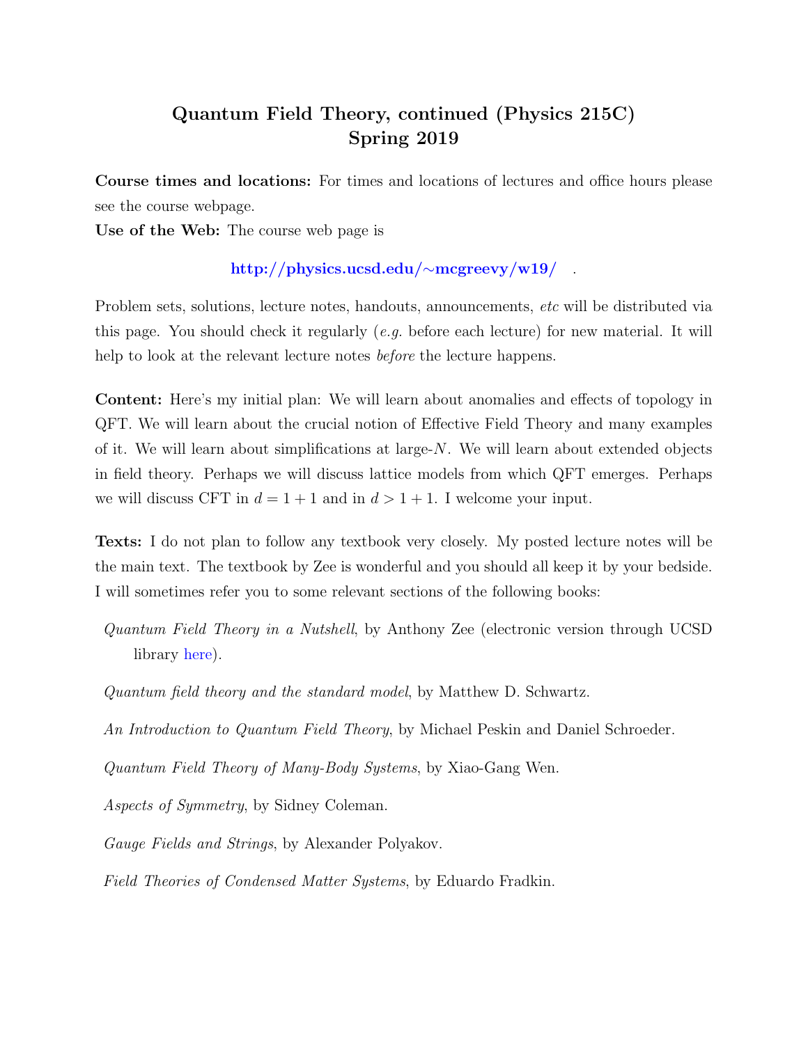# Quantum Field Theory, continued (Physics 215C)
# Spring 2019

**Course times and locations:** For times and locations of lectures and office hours please see the course webpage.

**Use of the Web:** The course web page is

**http://physics.ucsd.edu/∼mcgreevy/w19/** .

Problem sets, solutions, lecture notes, handouts, announcements, *etc* will be distributed via this page. You should check it regularly (*e.g.* before each lecture) for new material. It will help to look at the relevant lecture notes *before* the lecture happens.

**Content:** Here's my initial plan: We will learn about anomalies and effects of topology in QFT. We will learn about the crucial notion of Effective Field Theory and many examples of it. We will learn about simplifications at large-$N$. We will learn about extended objects in field theory. Perhaps we will discuss lattice models from which QFT emerges. Perhaps we will discuss CFT in $d = 1 + 1$ and in $d > 1 + 1$. I welcome your input.

**Texts:** I do not plan to follow any textbook very closely. My posted lecture notes will be the main text. The textbook by Zee is wonderful and you should all keep it by your bedside. I will sometimes refer you to some relevant sections of the following books:

*Quantum Field Theory in a Nutshell*, by Anthony Zee (electronic version through UCSD library here).

*Quantum field theory and the standard model*, by Matthew D. Schwartz.

*An Introduction to Quantum Field Theory*, by Michael Peskin and Daniel Schroeder.

*Quantum Field Theory of Many-Body Systems*, by Xiao-Gang Wen.

*Aspects of Symmetry*, by Sidney Coleman.

*Gauge Fields and Strings*, by Alexander Polyakov.

*Field Theories of Condensed Matter Systems*, by Eduardo Fradkin.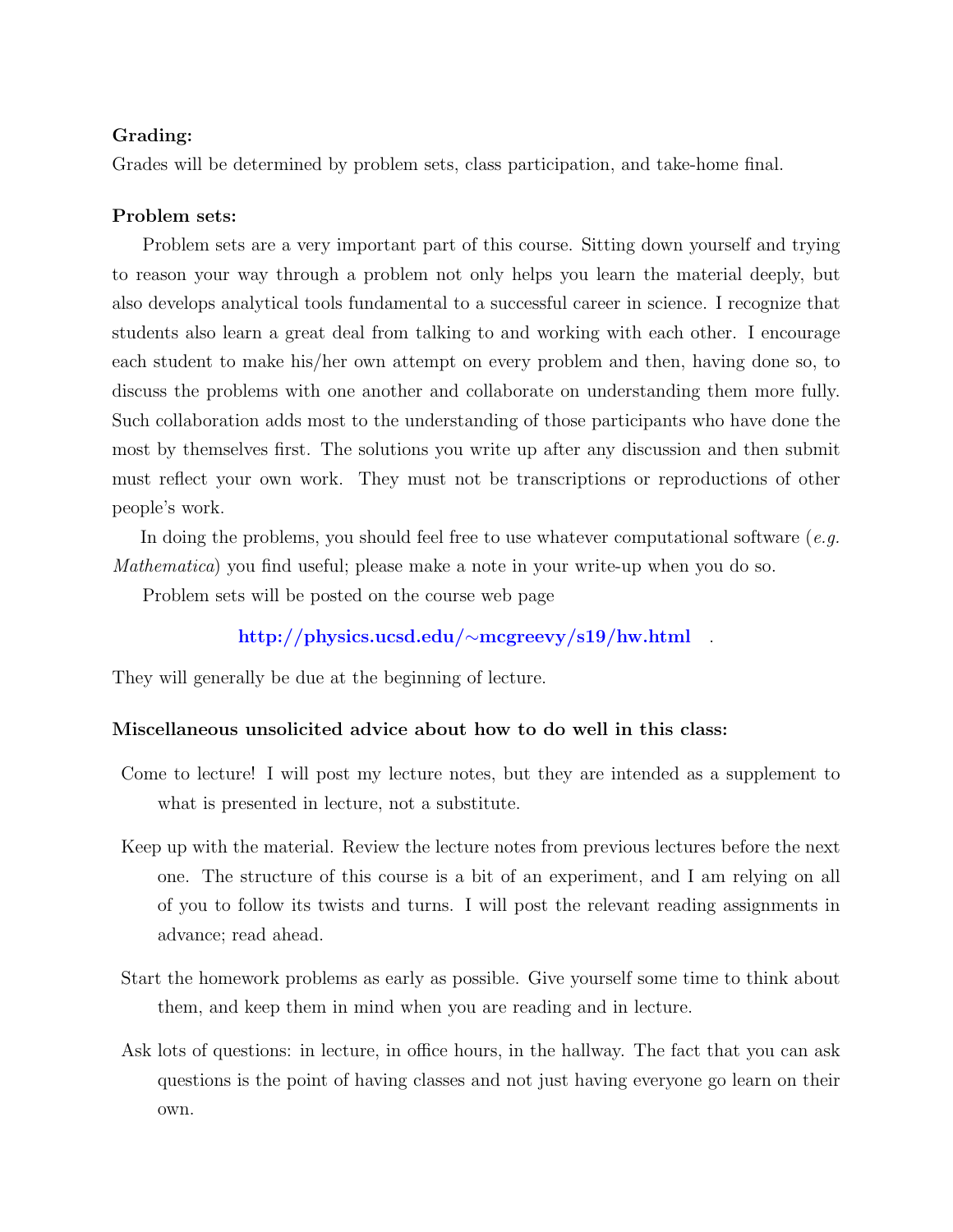**Grading:**

Grades will be determined by problem sets, class participation, and take-home final.

**Problem sets:**

Problem sets are a very important part of this course. Sitting down yourself and trying to reason your way through a problem not only helps you learn the material deeply, but also develops analytical tools fundamental to a successful career in science. I recognize that students also learn a great deal from talking to and working with each other. I encourage each student to make his/her own attempt on every problem and then, having done so, to discuss the problems with one another and collaborate on understanding them more fully. Such collaboration adds most to the understanding of those participants who have done the most by themselves first. The solutions you write up after any discussion and then submit must reflect your own work. They must not be transcriptions or reproductions of other people's work.

In doing the problems, you should feel free to use whatever computational software (*e.g. Mathematica*) you find useful; please make a note in your write-up when you do so.

Problem sets will be posted on the course web page

**http://physics.ucsd.edu/~mcgreevy/s19/hw.html** .

They will generally be due at the beginning of lecture.

**Miscellaneous unsolicited advice about how to do well in this class:**

Come to lecture! I will post my lecture notes, but they are intended as a supplement to what is presented in lecture, not a substitute.

Keep up with the material. Review the lecture notes from previous lectures before the next one. The structure of this course is a bit of an experiment, and I am relying on all of you to follow its twists and turns. I will post the relevant reading assignments in advance; read ahead.

Start the homework problems as early as possible. Give yourself some time to think about them, and keep them in mind when you are reading and in lecture.

Ask lots of questions: in lecture, in office hours, in the hallway. The fact that you can ask questions is the point of having classes and not just having everyone go learn on their own.